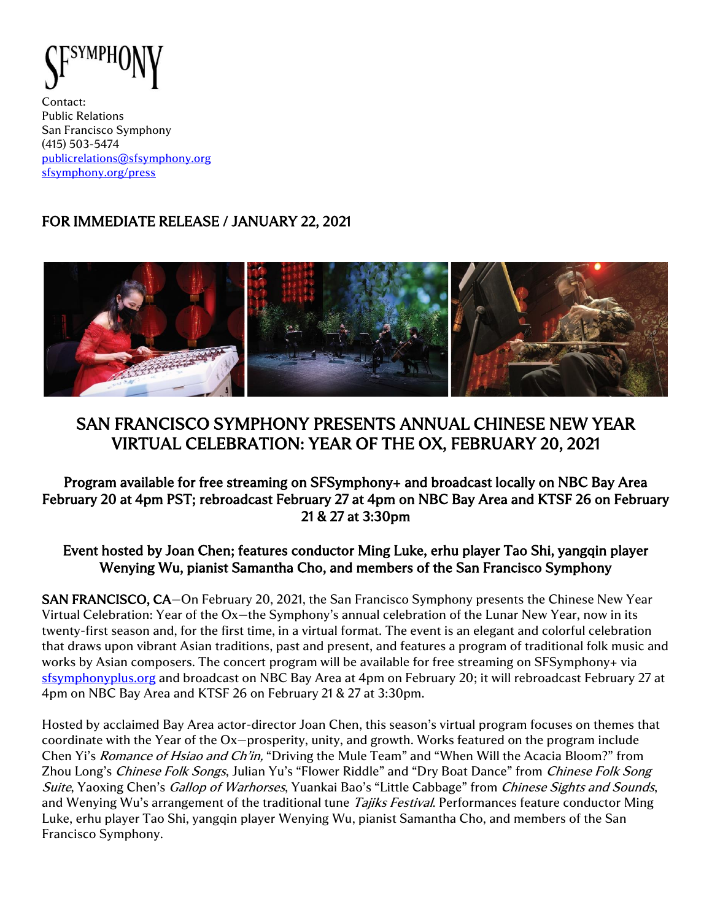SFSYMPHONY

Contact:
Public Relations
San Francisco Symphony
(415) 503-5474
publicrelations@sfsymphony.org
sfsymphony.org/press

FOR IMMEDIATE RELEASE / JANUARY 22, 2021

# SAN FRANCISCO SYMPHONY PRESENTS ANNUAL CHINESE NEW YEAR VIRTUAL CELEBRATION: YEAR OF THE OX, FEBRUARY 20, 2021

### Program available for free streaming on SFSymphony+ and broadcast locally on NBC Bay Area February 20 at 4pm PST; rebroadcast February 27 at 4pm on NBC Bay Area and KTSF 26 on February 21 & 27 at 3:30pm

### Event hosted by Joan Chen; features conductor Ming Luke, erhu player Tao Shi, yangqin player Wenying Wu, pianist Samantha Cho, and members of the San Francisco Symphony

**SAN FRANCISCO, CA**—On February 20, 2021, the San Francisco Symphony presents the Chinese New Year Virtual Celebration: Year of the Ox—the Symphony's annual celebration of the Lunar New Year, now in its twenty-first season and, for the first time, in a virtual format. The event is an elegant and colorful celebration that draws upon vibrant Asian traditions, past and present, and features a program of traditional folk music and works by Asian composers. The concert program will be available for free streaming on SFSymphony+ via sfsymphonyplus.org and broadcast on NBC Bay Area at 4pm on February 20; it will rebroadcast February 27 at 4pm on NBC Bay Area and KTSF 26 on February 21 & 27 at 3:30pm.

Hosted by acclaimed Bay Area actor-director Joan Chen, this season's virtual program focuses on themes that coordinate with the Year of the Ox—prosperity, unity, and growth. Works featured on the program include Chen Yi's *Romance of Hsiao and Ch'in,* "Driving the Mule Team" and "When Will the Acacia Bloom?" from Zhou Long's *Chinese Folk Songs*, Julian Yu's "Flower Riddle" and "Dry Boat Dance" from *Chinese Folk Song Suite*, Yaoxing Chen's *Gallop of Warhorses*, Yuankai Bao's "Little Cabbage" from *Chinese Sights and Sounds*, and Wenying Wu's arrangement of the traditional tune *Tajiks Festival*. Performances feature conductor Ming Luke, erhu player Tao Shi, yangqin player Wenying Wu, pianist Samantha Cho, and members of the San Francisco Symphony.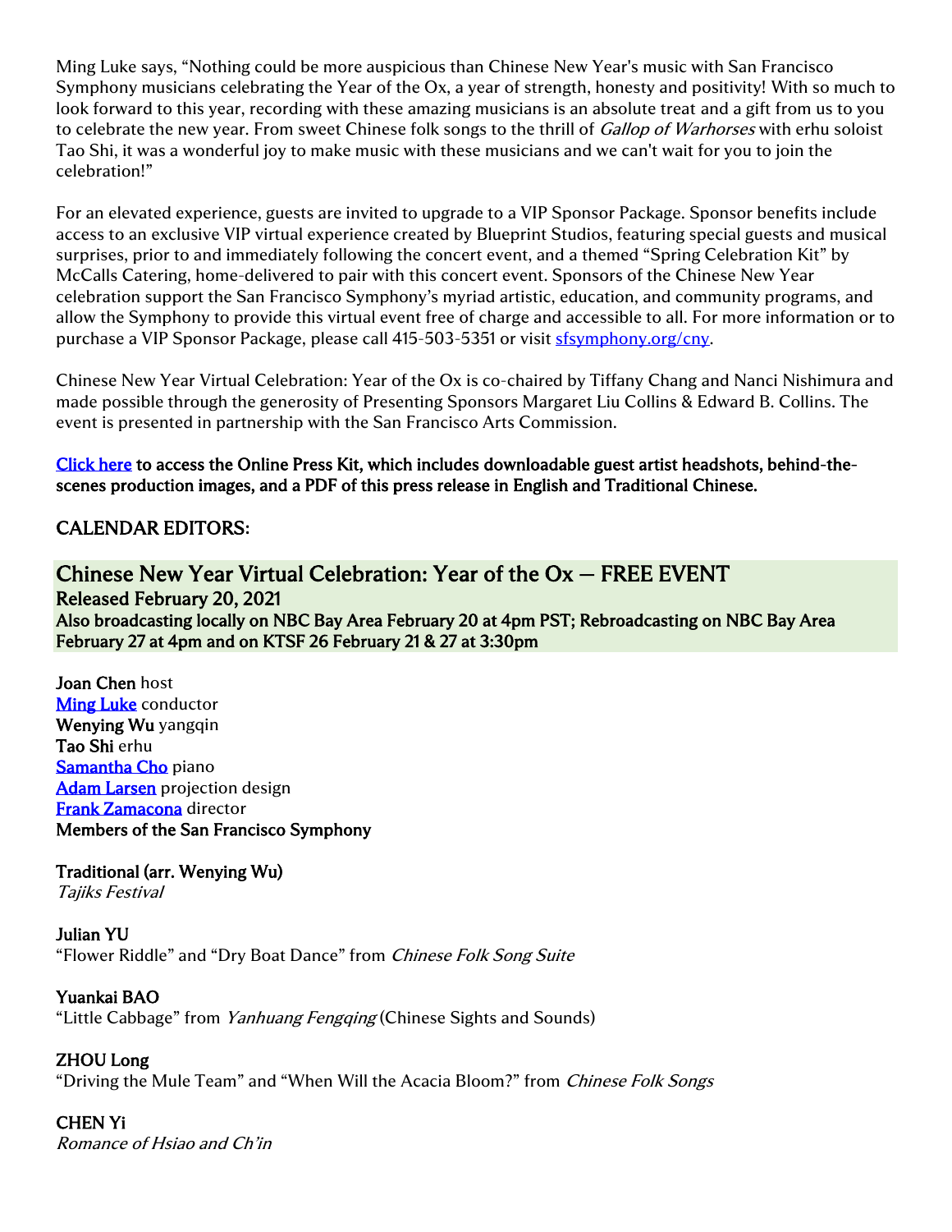Ming Luke says, "Nothing could be more auspicious than Chinese New Year's music with San Francisco Symphony musicians celebrating the Year of the Ox, a year of strength, honesty and positivity! With so much to look forward to this year, recording with these amazing musicians is an absolute treat and a gift from us to you to celebrate the new year. From sweet Chinese folk songs to the thrill of *Gallop of Warhorses* with erhu soloist Tao Shi, it was a wonderful joy to make music with these musicians and we can't wait for you to join the celebration!"

For an elevated experience, guests are invited to upgrade to a VIP Sponsor Package. Sponsor benefits include access to an exclusive VIP virtual experience created by Blueprint Studios, featuring special guests and musical surprises, prior to and immediately following the concert event, and a themed "Spring Celebration Kit" by McCalls Catering, home-delivered to pair with this concert event. Sponsors of the Chinese New Year celebration support the San Francisco Symphony's myriad artistic, education, and community programs, and allow the Symphony to provide this virtual event free of charge and accessible to all. For more information or to purchase a VIP Sponsor Package, please call 415-503-5351 or visit sfsymphony.org/cny.

Chinese New Year Virtual Celebration: Year of the Ox is co-chaired by Tiffany Chang and Nanci Nishimura and made possible through the generosity of Presenting Sponsors Margaret Liu Collins & Edward B. Collins. The event is presented in partnership with the San Francisco Arts Commission.

**Click here to access the Online Press Kit, which includes downloadable guest artist headshots, behind-the-scenes production images, and a PDF of this press release in English and Traditional Chinese.**

## CALENDAR EDITORS:

## Chinese New Year Virtual Celebration: Year of the Ox — FREE EVENT

**Released February 20, 2021**
**Also broadcasting locally on NBC Bay Area February 20 at 4pm PST; Rebroadcasting on NBC Bay Area February 27 at 4pm and on KTSF 26 February 21 & 27 at 3:30pm**

**Joan Chen** host
**Ming Luke** conductor
**Wenying Wu** yangqin
**Tao Shi** erhu
**Samantha Cho** piano
**Adam Larsen** projection design
**Frank Zamacona** director
**Members of the San Francisco Symphony**

**Traditional (arr. Wenying Wu)**
*Tajiks Festival*

**Julian YU**
"Flower Riddle" and "Dry Boat Dance" from *Chinese Folk Song Suite*

**Yuankai BAO**
"Little Cabbage" from *Yanhuang Fengqing* (Chinese Sights and Sounds)

**ZHOU Long**
"Driving the Mule Team" and "When Will the Acacia Bloom?" from *Chinese Folk Songs*

**CHEN Yi**
*Romance of Hsiao and Ch'in*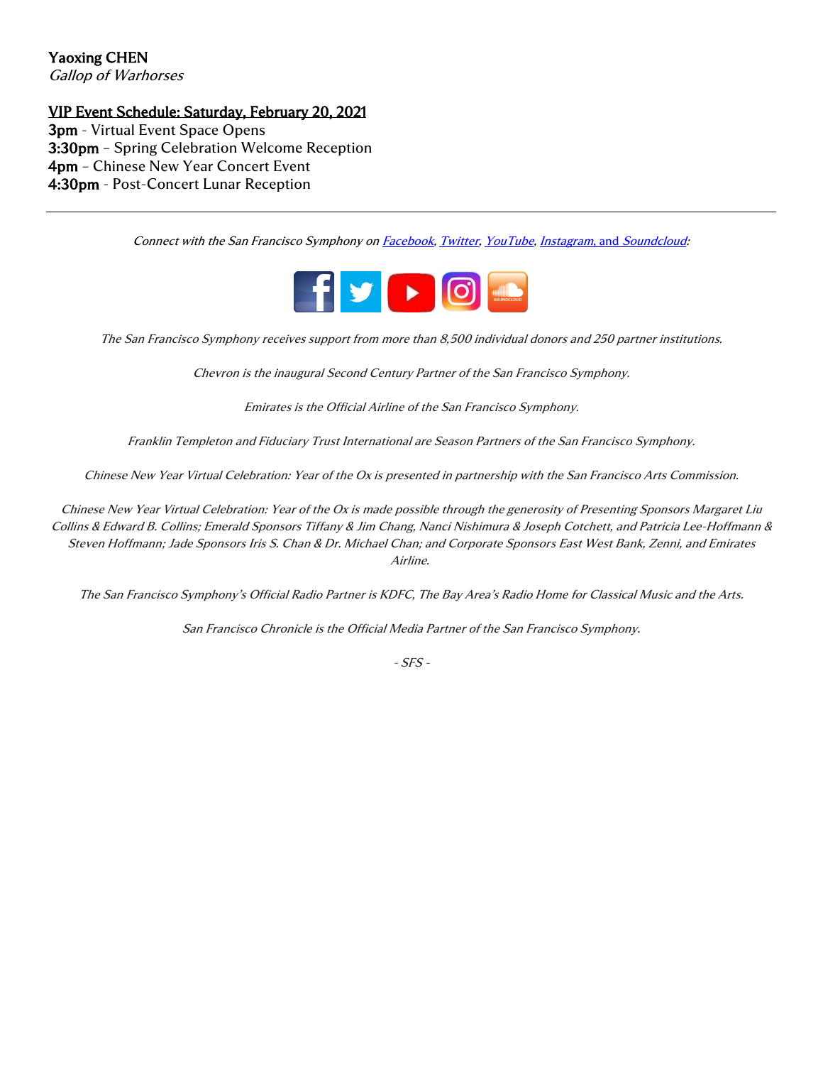**Yaoxing CHEN**
*Gallop of Warhorses*

<u>**VIP Event Schedule: Saturday, February 20, 2021**</u>
**3pm** - Virtual Event Space Opens
**3:30pm** – Spring Celebration Welcome Reception
**4pm** – Chinese New Year Concert Event
**4:30pm** - Post-Concert Lunar Reception

---

*Connect with the San Francisco Symphony on Facebook, Twitter, YouTube, Instagram, and Soundcloud:*

*The San Francisco Symphony receives support from more than 8,500 individual donors and 250 partner institutions.*

*Chevron is the inaugural Second Century Partner of the San Francisco Symphony.*

*Emirates is the Official Airline of the San Francisco Symphony.*

*Franklin Templeton and Fiduciary Trust International are Season Partners of the San Francisco Symphony.*

*Chinese New Year Virtual Celebration: Year of the Ox is presented in partnership with the San Francisco Arts Commission.*

*Chinese New Year Virtual Celebration: Year of the Ox is made possible through the generosity of Presenting Sponsors Margaret Liu Collins & Edward B. Collins; Emerald Sponsors Tiffany & Jim Chang, Nanci Nishimura & Joseph Cotchett, and Patricia Lee-Hoffmann & Steven Hoffmann; Jade Sponsors Iris S. Chan & Dr. Michael Chan; and Corporate Sponsors East West Bank, Zenni, and Emirates Airline.*

*The San Francisco Symphony's Official Radio Partner is KDFC, The Bay Area's Radio Home for Classical Music and the Arts.*

*San Francisco Chronicle is the Official Media Partner of the San Francisco Symphony.*

*- SFS -*